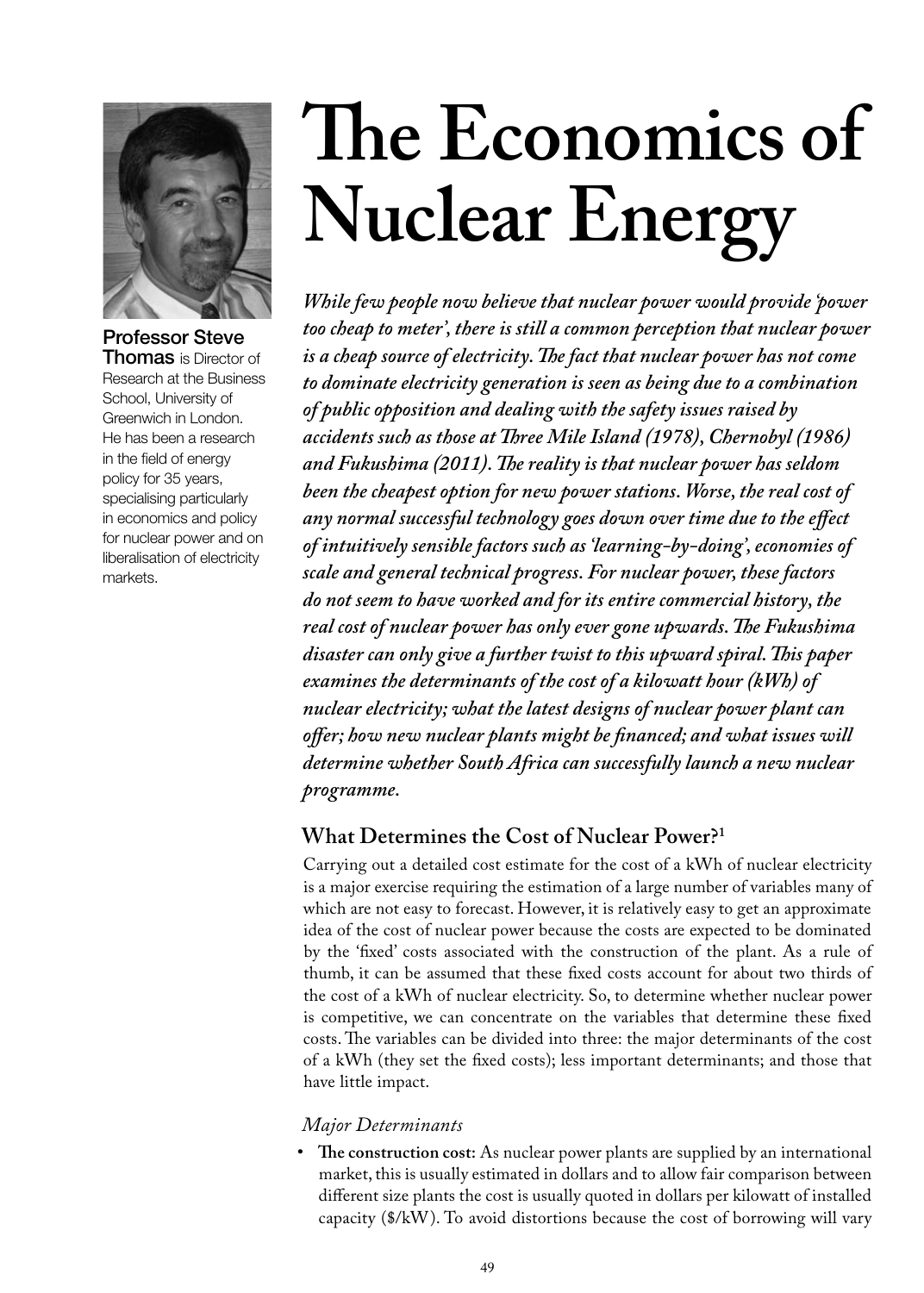# The Economics of Nuclear Energy

**Professor Steve Thomas** is Director of Research at the Business School, University of Greenwich in London. He has been a research in the field of energy policy for 35 years, specialising particularly in economics and policy for nuclear power and on liberalisation of electricity markets.

***While few people now believe that nuclear power would provide 'power too cheap to meter', there is still a common perception that nuclear power is a cheap source of electricity. The fact that nuclear power has not come to dominate electricity generation is seen as being due to a combination of public opposition and dealing with the safety issues raised by accidents such as those at Three Mile Island (1978), Chernobyl (1986) and Fukushima (2011). The reality is that nuclear power has seldom been the cheapest option for new power stations. Worse, the real cost of any normal successful technology goes down over time due to the effect of intuitively sensible factors such as 'learning-by-doing', economies of scale and general technical progress. For nuclear power, these factors do not seem to have worked and for its entire commercial history, the real cost of nuclear power has only ever gone upwards. The Fukushima disaster can only give a further twist to this upward spiral. This paper examines the determinants of the cost of a kilowatt hour (kWh) of nuclear electricity; what the latest designs of nuclear power plant can offer; how new nuclear plants might be financed; and what issues will determine whether South Africa can successfully launch a new nuclear programme.***

## What Determines the Cost of Nuclear Power?[1]

Carrying out a detailed cost estimate for the cost of a kWh of nuclear electricity is a major exercise requiring the estimation of a large number of variables many of which are not easy to forecast. However, it is relatively easy to get an approximate idea of the cost of nuclear power because the costs are expected to be dominated by the 'fixed' costs associated with the construction of the plant. As a rule of thumb, it can be assumed that these fixed costs account for about two thirds of the cost of a kWh of nuclear electricity. So, to determine whether nuclear power is competitive, we can concentrate on the variables that determine these fixed costs. The variables can be divided into three: the major determinants of the cost of a kWh (they set the fixed costs); less important determinants; and those that have little impact.

### *Major Determinants*

- **The construction cost:** As nuclear power plants are supplied by an international market, this is usually estimated in dollars and to allow fair comparison between different size plants the cost is usually quoted in dollars per kilowatt of installed capacity ($/kW). To avoid distortions because the cost of borrowing will vary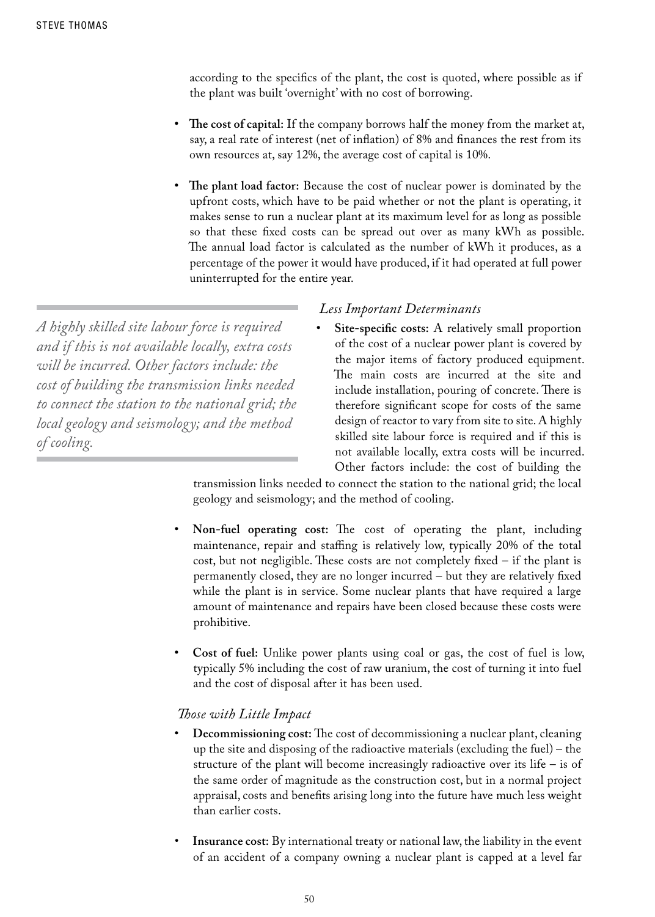according to the specifics of the plant, the cost is quoted, where possible as if the plant was built 'overnight' with no cost of borrowing.

- **The cost of capital:** If the company borrows half the money from the market at, say, a real rate of interest (net of inflation) of 8% and finances the rest from its own resources at, say 12%, the average cost of capital is 10%.

- **The plant load factor:** Because the cost of nuclear power is dominated by the upfront costs, which have to be paid whether or not the plant is operating, it makes sense to run a nuclear plant at its maximum level for as long as possible so that these fixed costs can be spread out over as many kWh as possible. The annual load factor is calculated as the number of kWh it produces, as a percentage of the power it would have produced, if it had operated at full power uninterrupted for the entire year.

### *Less Important Determinants*

- **Site-specific costs:** A relatively small proportion of the cost of a nuclear power plant is covered by the major items of factory produced equipment. The main costs are incurred at the site and include installation, pouring of concrete. There is therefore significant scope for costs of the same design of reactor to vary from site to site. A highly skilled site labour force is required and if this is not available locally, extra costs will be incurred. Other factors include: the cost of building the transmission links needed to connect the station to the national grid; the local geology and seismology; and the method of cooling.

- **Non-fuel operating cost:** The cost of operating the plant, including maintenance, repair and staffing is relatively low, typically 20% of the total cost, but not negligible. These costs are not completely fixed – if the plant is permanently closed, they are no longer incurred – but they are relatively fixed while the plant is in service. Some nuclear plants that have required a large amount of maintenance and repairs have been closed because these costs were prohibitive.

- **Cost of fuel:** Unlike power plants using coal or gas, the cost of fuel is low, typically 5% including the cost of raw uranium, the cost of turning it into fuel and the cost of disposal after it has been used.

### *Those with Little Impact*

- **Decommissioning cost:** The cost of decommissioning a nuclear plant, cleaning up the site and disposing of the radioactive materials (excluding the fuel) – the structure of the plant will become increasingly radioactive over its life – is of the same order of magnitude as the construction cost, but in a normal project appraisal, costs and benefits arising long into the future have much less weight than earlier costs.

- **Insurance cost:** By international treaty or national law, the liability in the event of an accident of a company owning a nuclear plant is capped at a level far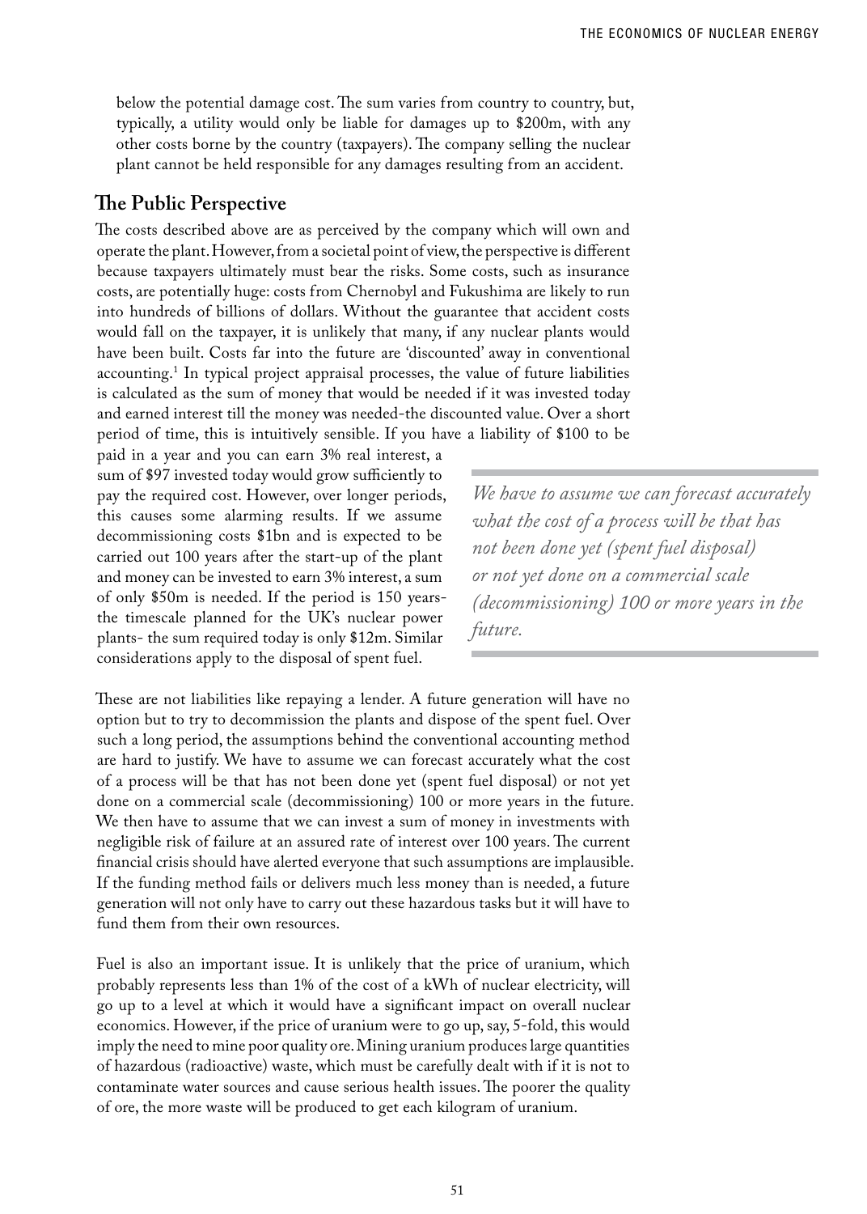below the potential damage cost. The sum varies from country to country, but, typically, a utility would only be liable for damages up to $200m, with any other costs borne by the country (taxpayers). The company selling the nuclear plant cannot be held responsible for any damages resulting from an accident.

## The Public Perspective

The costs described above are as perceived by the company which will own and operate the plant. However, from a societal point of view, the perspective is different because taxpayers ultimately must bear the risks. Some costs, such as insurance costs, are potentially huge: costs from Chernobyl and Fukushima are likely to run into hundreds of billions of dollars. Without the guarantee that accident costs would fall on the taxpayer, it is unlikely that many, if any nuclear plants would have been built. Costs far into the future are 'discounted' away in conventional accounting.[1] In typical project appraisal processes, the value of future liabilities is calculated as the sum of money that would be needed if it was invested today and earned interest till the money was needed-the discounted value. Over a short period of time, this is intuitively sensible. If you have a liability of $100 to be paid in a year and you can earn 3% real interest, a sum of $97 invested today would grow sufficiently to pay the required cost. However, over longer periods, this causes some alarming results. If we assume decommissioning costs $1bn and is expected to be carried out 100 years after the start-up of the plant and money can be invested to earn 3% interest, a sum of only $50m is needed. If the period is 150 years-the timescale planned for the UK's nuclear power plants- the sum required today is only $12m. Similar considerations apply to the disposal of spent fuel.

> *We have to assume we can forecast accurately what the cost of a process will be that has not been done yet (spent fuel disposal) or not yet done on a commercial scale (decommissioning) 100 or more years in the future.*

These are not liabilities like repaying a lender. A future generation will have no option but to try to decommission the plants and dispose of the spent fuel. Over such a long period, the assumptions behind the conventional accounting method are hard to justify. We have to assume we can forecast accurately what the cost of a process will be that has not been done yet (spent fuel disposal) or not yet done on a commercial scale (decommissioning) 100 or more years in the future. We then have to assume that we can invest a sum of money in investments with negligible risk of failure at an assured rate of interest over 100 years. The current financial crisis should have alerted everyone that such assumptions are implausible. If the funding method fails or delivers much less money than is needed, a future generation will not only have to carry out these hazardous tasks but it will have to fund them from their own resources.

Fuel is also an important issue. It is unlikely that the price of uranium, which probably represents less than 1% of the cost of a kWh of nuclear electricity, will go up to a level at which it would have a significant impact on overall nuclear economics. However, if the price of uranium were to go up, say, 5-fold, this would imply the need to mine poor quality ore. Mining uranium produces large quantities of hazardous (radioactive) waste, which must be carefully dealt with if it is not to contaminate water sources and cause serious health issues. The poorer the quality of ore, the more waste will be produced to get each kilogram of uranium.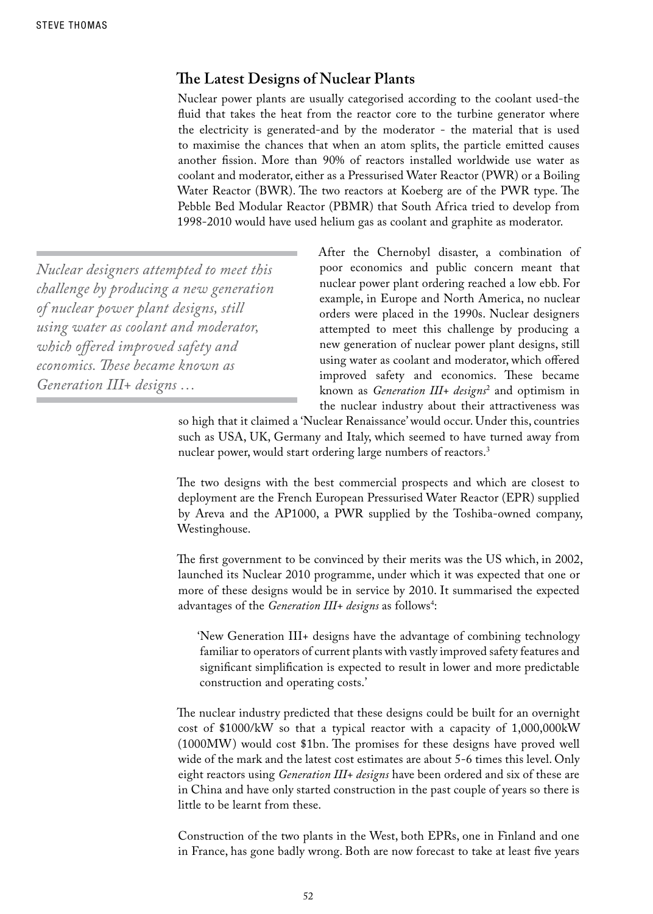## The Latest Designs of Nuclear Plants

Nuclear power plants are usually categorised according to the coolant used-the fluid that takes the heat from the reactor core to the turbine generator where the electricity is generated-and by the moderator - the material that is used to maximise the chances that when an atom splits, the particle emitted causes another fission. More than 90% of reactors installed worldwide use water as coolant and moderator, either as a Pressurised Water Reactor (PWR) or a Boiling Water Reactor (BWR). The two reactors at Koeberg are of the PWR type. The Pebble Bed Modular Reactor (PBMR) that South Africa tried to develop from 1998-2010 would have used helium gas as coolant and graphite as moderator.

> *Nuclear designers attempted to meet this challenge by producing a new generation of nuclear power plant designs, still using water as coolant and moderator, which offered improved safety and economics. These became known as Generation III+ designs …*

After the Chernobyl disaster, a combination of poor economics and public concern meant that nuclear power plant ordering reached a low ebb. For example, in Europe and North America, no nuclear orders were placed in the 1990s. Nuclear designers attempted to meet this challenge by producing a new generation of nuclear power plant designs, still using water as coolant and moderator, which offered improved safety and economics. These became known as *Generation III+ designs*[2] and optimism in the nuclear industry about their attractiveness was so high that it claimed a 'Nuclear Renaissance' would occur. Under this, countries such as USA, UK, Germany and Italy, which seemed to have turned away from nuclear power, would start ordering large numbers of reactors.[3]

The two designs with the best commercial prospects and which are closest to deployment are the French European Pressurised Water Reactor (EPR) supplied by Areva and the AP1000, a PWR supplied by the Toshiba-owned company, Westinghouse.

The first government to be convinced by their merits was the US which, in 2002, launched its Nuclear 2010 programme, under which it was expected that one or more of these designs would be in service by 2010. It summarised the expected advantages of the *Generation III+ designs* as follows[4]:

> 'New Generation III+ designs have the advantage of combining technology familiar to operators of current plants with vastly improved safety features and significant simplification is expected to result in lower and more predictable construction and operating costs.'

The nuclear industry predicted that these designs could be built for an overnight cost of $1000/kW so that a typical reactor with a capacity of 1,000,000kW (1000MW) would cost $1bn. The promises for these designs have proved well wide of the mark and the latest cost estimates are about 5-6 times this level. Only eight reactors using *Generation III+ designs* have been ordered and six of these are in China and have only started construction in the past couple of years so there is little to be learnt from these.

Construction of the two plants in the West, both EPRs, one in Finland and one in France, has gone badly wrong. Both are now forecast to take at least five years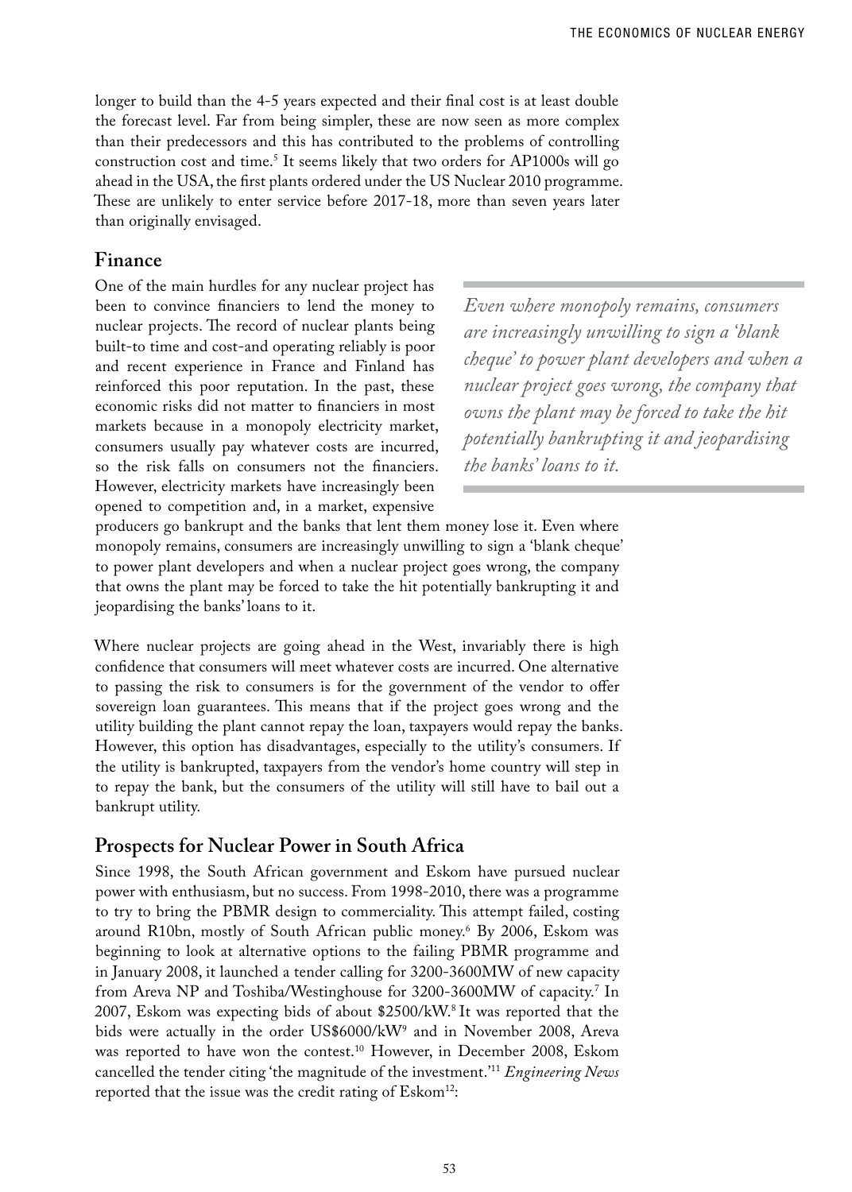longer to build than the 4-5 years expected and their final cost is at least double the forecast level. Far from being simpler, these are now seen as more complex than their predecessors and this has contributed to the problems of controlling construction cost and time.[5] It seems likely that two orders for AP1000s will go ahead in the USA, the first plants ordered under the US Nuclear 2010 programme. These are unlikely to enter service before 2017-18, more than seven years later than originally envisaged.

## Finance

One of the main hurdles for any nuclear project has been to convince financiers to lend the money to nuclear projects. The record of nuclear plants being built-to time and cost-and operating reliably is poor and recent experience in France and Finland has reinforced this poor reputation. In the past, these economic risks did not matter to financiers in most markets because in a monopoly electricity market, consumers usually pay whatever costs are incurred, so the risk falls on consumers not the financiers. However, electricity markets have increasingly been opened to competition and, in a market, expensive producers go bankrupt and the banks that lent them money lose it. Even where monopoly remains, consumers are increasingly unwilling to sign a 'blank cheque' to power plant developers and when a nuclear project goes wrong, the company that owns the plant may be forced to take the hit potentially bankrupting it and jeopardising the banks' loans to it.

> *Even where monopoly remains, consumers are increasingly unwilling to sign a 'blank cheque' to power plant developers and when a nuclear project goes wrong, the company that owns the plant may be forced to take the hit potentially bankrupting it and jeopardising the banks' loans to it.*

Where nuclear projects are going ahead in the West, invariably there is high confidence that consumers will meet whatever costs are incurred. One alternative to passing the risk to consumers is for the government of the vendor to offer sovereign loan guarantees. This means that if the project goes wrong and the utility building the plant cannot repay the loan, taxpayers would repay the banks. However, this option has disadvantages, especially to the utility's consumers. If the utility is bankrupted, taxpayers from the vendor's home country will step in to repay the bank, but the consumers of the utility will still have to bail out a bankrupt utility.

## Prospects for Nuclear Power in South Africa

Since 1998, the South African government and Eskom have pursued nuclear power with enthusiasm, but no success. From 1998-2010, there was a programme to try to bring the PBMR design to commerciality. This attempt failed, costing around R10bn, mostly of South African public money.[6] By 2006, Eskom was beginning to look at alternative options to the failing PBMR programme and in January 2008, it launched a tender calling for 3200-3600MW of new capacity from Areva NP and Toshiba/Westinghouse for 3200-3600MW of capacity.[7] In 2007, Eskom was expecting bids of about \$2500/kW.[8] It was reported that the bids were actually in the order US\$6000/kW[9] and in November 2008, Areva was reported to have won the contest.[10] However, in December 2008, Eskom cancelled the tender citing 'the magnitude of the investment.'[11] *Engineering News* reported that the issue was the credit rating of Eskom[12]: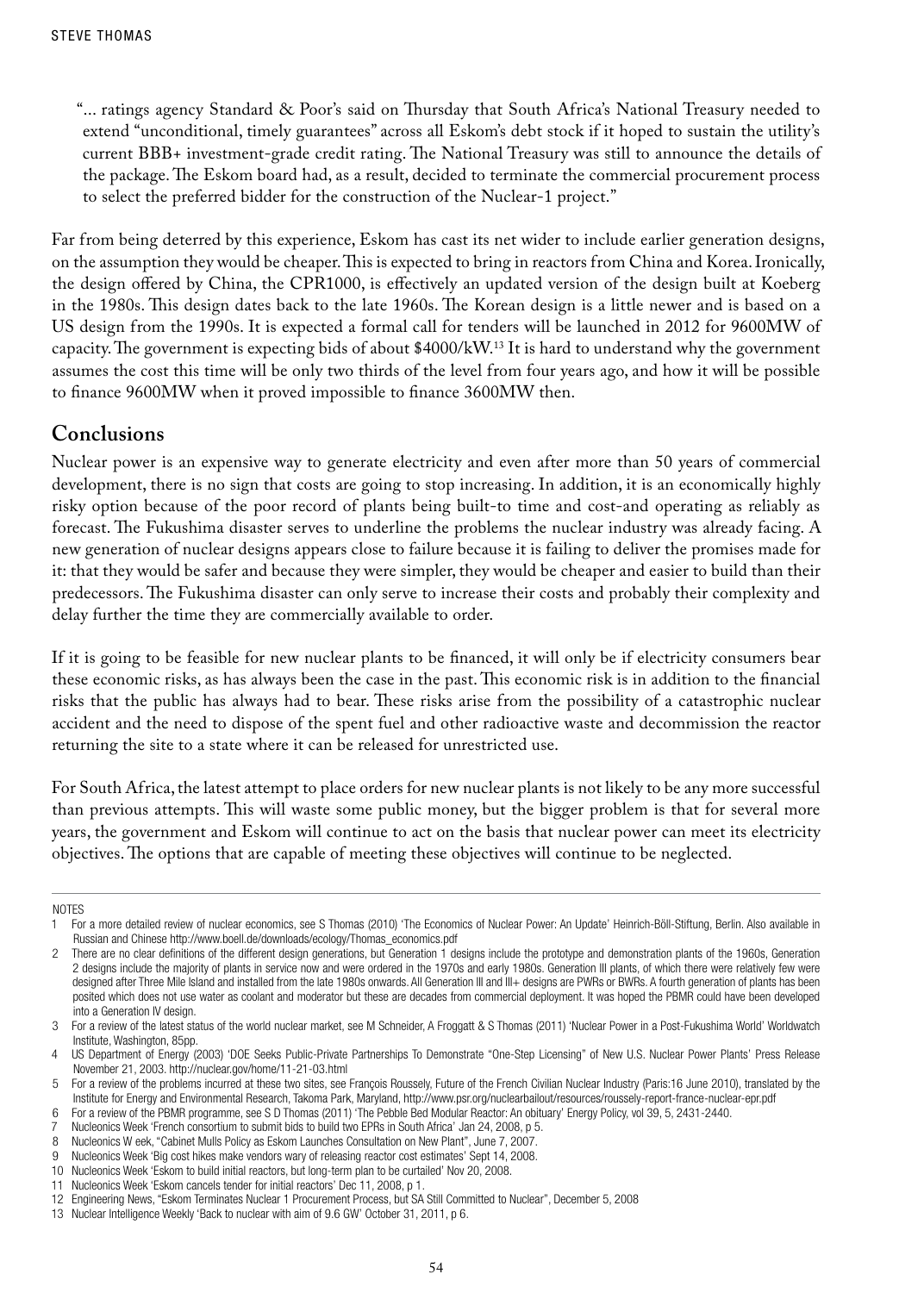"... ratings agency Standard & Poor's said on Thursday that South Africa's National Treasury needed to extend "unconditional, timely guarantees" across all Eskom's debt stock if it hoped to sustain the utility's current BBB+ investment-grade credit rating. The National Treasury was still to announce the details of the package. The Eskom board had, as a result, decided to terminate the commercial procurement process to select the preferred bidder for the construction of the Nuclear-1 project."

Far from being deterred by this experience, Eskom has cast its net wider to include earlier generation designs, on the assumption they would be cheaper. This is expected to bring in reactors from China and Korea. Ironically, the design offered by China, the CPR1000, is effectively an updated version of the design built at Koeberg in the 1980s. This design dates back to the late 1960s. The Korean design is a little newer and is based on a US design from the 1990s. It is expected a formal call for tenders will be launched in 2012 for 9600MW of capacity. The government is expecting bids of about $4000/kW.[13] It is hard to understand why the government assumes the cost this time will be only two thirds of the level from four years ago, and how it will be possible to finance 9600MW when it proved impossible to finance 3600MW then.

## Conclusions

Nuclear power is an expensive way to generate electricity and even after more than 50 years of commercial development, there is no sign that costs are going to stop increasing. In addition, it is an economically highly risky option because of the poor record of plants being built-to time and cost-and operating as reliably as forecast. The Fukushima disaster serves to underline the problems the nuclear industry was already facing. A new generation of nuclear designs appears close to failure because it is failing to deliver the promises made for it: that they would be safer and because they were simpler, they would be cheaper and easier to build than their predecessors. The Fukushima disaster can only serve to increase their costs and probably their complexity and delay further the time they are commercially available to order.

If it is going to be feasible for new nuclear plants to be financed, it will only be if electricity consumers bear these economic risks, as has always been the case in the past. This economic risk is in addition to the financial risks that the public has always had to bear. These risks arise from the possibility of a catastrophic nuclear accident and the need to dispose of the spent fuel and other radioactive waste and decommission the reactor returning the site to a state where it can be released for unrestricted use.

For South Africa, the latest attempt to place orders for new nuclear plants is not likely to be any more successful than previous attempts. This will waste some public money, but the bigger problem is that for several more years, the government and Eskom will continue to act on the basis that nuclear power can meet its electricity objectives. The options that are capable of meeting these objectives will continue to be neglected.

NOTES

1 For a more detailed review of nuclear economics, see S Thomas (2010) 'The Economics of Nuclear Power: An Update' Heinrich-Böll-Stiftung, Berlin. Also available in Russian and Chinese http://www.boell.de/downloads/ecology/Thomas_economics.pdf

2 There are no clear definitions of the different design generations, but Generation 1 designs include the prototype and demonstration plants of the 1960s, Generation 2 designs include the majority of plants in service now and were ordered in the 1970s and early 1980s. Generation III plants, of which there were relatively few were designed after Three Mile Island and installed from the late 1980s onwards. All Generation III and III+ designs are PWRs or BWRs. A fourth generation of plants has been posited which does not use water as coolant and moderator but these are decades from commercial deployment. It was hoped the PBMR could have been developed into a Generation IV design.

3 For a review of the latest status of the world nuclear market, see M Schneider, A Froggatt & S Thomas (2011) 'Nuclear Power in a Post-Fukushima World' Worldwatch Institute, Washington, 85pp.

4 US Department of Energy (2003) 'DOE Seeks Public-Private Partnerships To Demonstrate "One-Step Licensing" of New U.S. Nuclear Power Plants' Press Release November 21, 2003. http://nuclear.gov/home/11-21-03.html

5 For a review of the problems incurred at these two sites, see François Roussely, Future of the French Civilian Nuclear Industry (Paris:16 June 2010), translated by the Institute for Energy and Environmental Research, Takoma Park, Maryland, http://www.psr.org/nuclearbailout/resources/roussely-report-france-nuclear-epr.pdf

6 For a review of the PBMR programme, see S D Thomas (2011) 'The Pebble Bed Modular Reactor: An obituary' Energy Policy, vol 39, 5, 2431-2440.

7 Nucleonics Week 'French consortium to submit bids to build two EPRs in South Africa' Jan 24, 2008, p 5.

8 Nucleonics W eek, "Cabinet Mulls Policy as Eskom Launches Consultation on New Plant", June 7, 2007.

9 Nucleonics Week 'Big cost hikes make vendors wary of releasing reactor cost estimates' Sept 14, 2008.

10 Nucleonics Week 'Eskom to build initial reactors, but long-term plan to be curtailed' Nov 20, 2008.

11 Nucleonics Week 'Eskom cancels tender for initial reactors' Dec 11, 2008, p 1.

12 Engineering News, "Eskom Terminates Nuclear 1 Procurement Process, but SA Still Committed to Nuclear", December 5, 2008

13 Nuclear Intelligence Weekly 'Back to nuclear with aim of 9.6 GW' October 31, 2011, p 6.